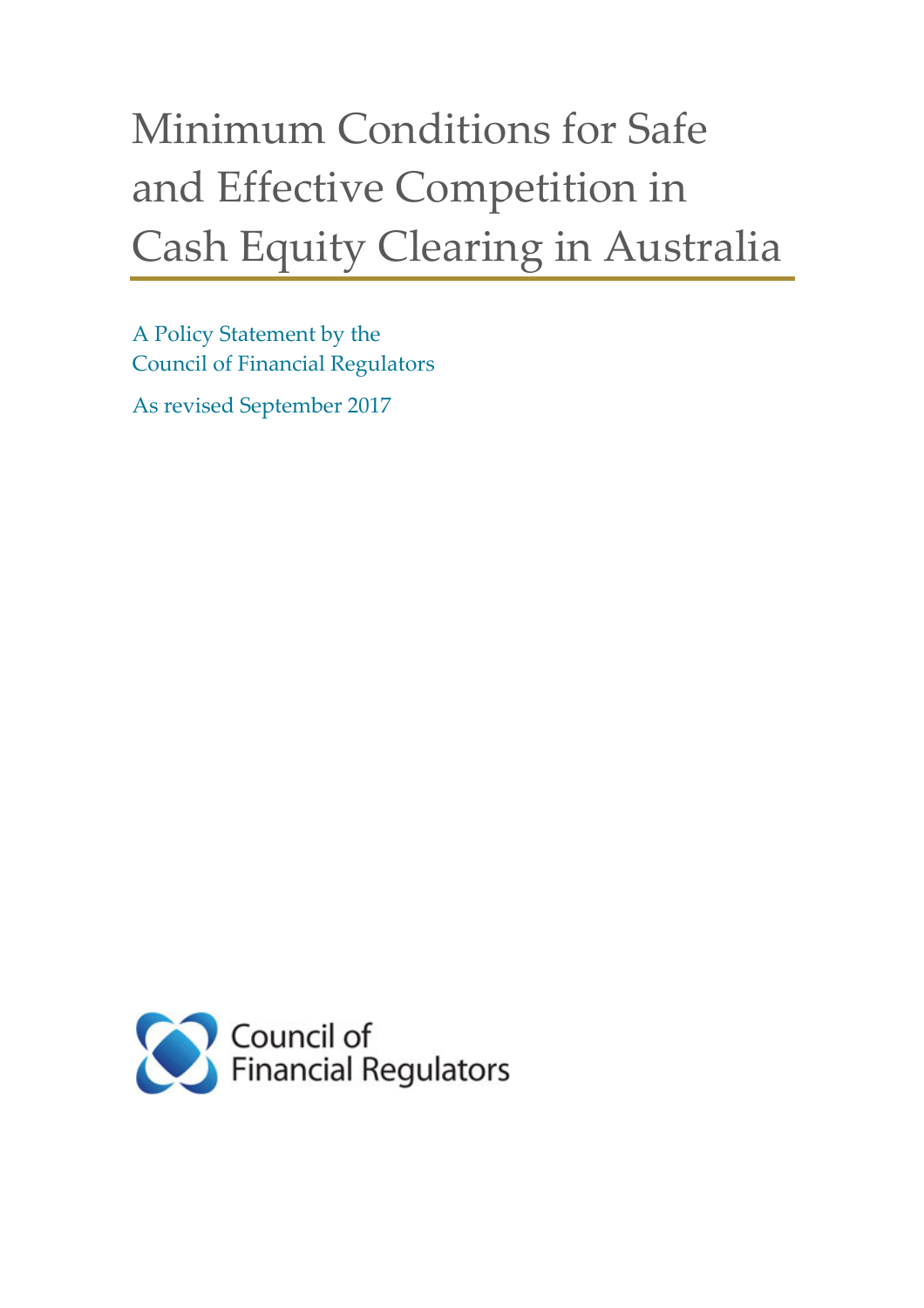# Minimum Conditions for Safe and Effective Competition in Cash Equity Clearing in Australia

A Policy Statement by the Council of Financial Regulators

As revised September 2017

Council of Financial Regulators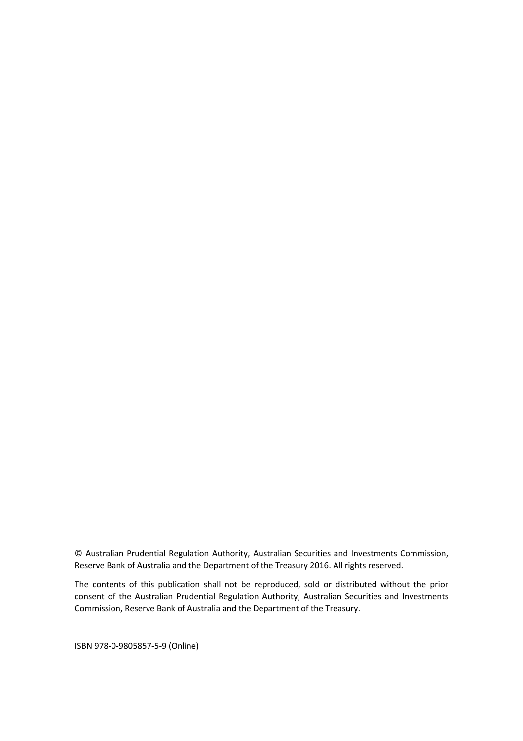© Australian Prudential Regulation Authority, Australian Securities and Investments Commission, Reserve Bank of Australia and the Department of the Treasury 2016. All rights reserved.

The contents of this publication shall not be reproduced, sold or distributed without the prior consent of the Australian Prudential Regulation Authority, Australian Securities and Investments Commission, Reserve Bank of Australia and the Department of the Treasury.

ISBN 978-0-9805857-5-9 (Online)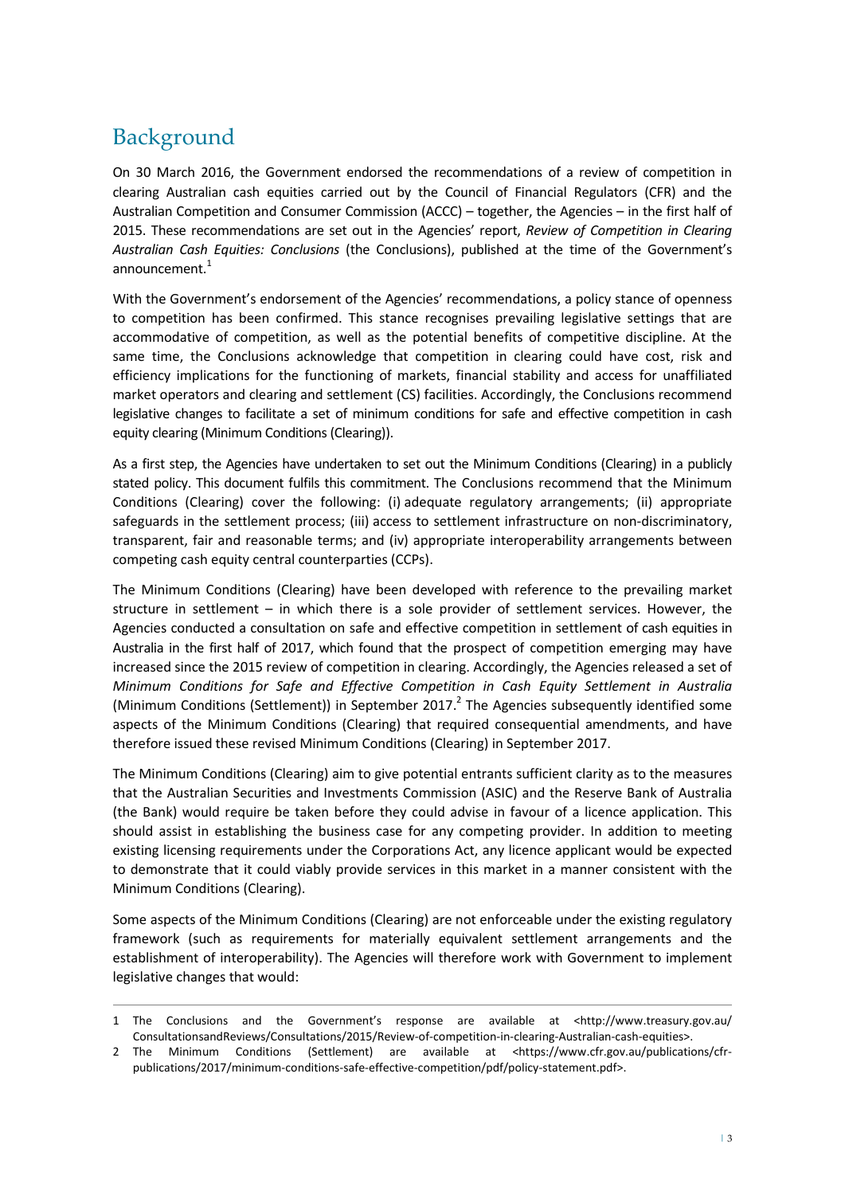# Background

On 30 March 2016, the Government endorsed the recommendations of a review of competition in clearing Australian cash equities carried out by the Council of Financial Regulators (CFR) and the Australian Competition and Consumer Commission (ACCC) – together, the Agencies – in the first half of 2015. These recommendations are set out in the Agencies' report, *Review of Competition in Clearing Australian Cash Equities: Conclusions* (the Conclusions), published at the time of the Government's announcement.[1]

With the Government's endorsement of the Agencies' recommendations, a policy stance of openness to competition has been confirmed. This stance recognises prevailing legislative settings that are accommodative of competition, as well as the potential benefits of competitive discipline. At the same time, the Conclusions acknowledge that competition in clearing could have cost, risk and efficiency implications for the functioning of markets, financial stability and access for unaffiliated market operators and clearing and settlement (CS) facilities. Accordingly, the Conclusions recommend legislative changes to facilitate a set of minimum conditions for safe and effective competition in cash equity clearing (Minimum Conditions (Clearing)).

As a first step, the Agencies have undertaken to set out the Minimum Conditions (Clearing) in a publicly stated policy. This document fulfils this commitment. The Conclusions recommend that the Minimum Conditions (Clearing) cover the following: (i) adequate regulatory arrangements; (ii) appropriate safeguards in the settlement process; (iii) access to settlement infrastructure on non-discriminatory, transparent, fair and reasonable terms; and (iv) appropriate interoperability arrangements between competing cash equity central counterparties (CCPs).

The Minimum Conditions (Clearing) have been developed with reference to the prevailing market structure in settlement – in which there is a sole provider of settlement services. However, the Agencies conducted a consultation on safe and effective competition in settlement of cash equities in Australia in the first half of 2017, which found that the prospect of competition emerging may have increased since the 2015 review of competition in clearing. Accordingly, the Agencies released a set of *Minimum Conditions for Safe and Effective Competition in Cash Equity Settlement in Australia* (Minimum Conditions (Settlement)) in September 2017.[2] The Agencies subsequently identified some aspects of the Minimum Conditions (Clearing) that required consequential amendments, and have therefore issued these revised Minimum Conditions (Clearing) in September 2017.

The Minimum Conditions (Clearing) aim to give potential entrants sufficient clarity as to the measures that the Australian Securities and Investments Commission (ASIC) and the Reserve Bank of Australia (the Bank) would require be taken before they could advise in favour of a licence application. This should assist in establishing the business case for any competing provider. In addition to meeting existing licensing requirements under the Corporations Act, any licence applicant would be expected to demonstrate that it could viably provide services in this market in a manner consistent with the Minimum Conditions (Clearing).

Some aspects of the Minimum Conditions (Clearing) are not enforceable under the existing regulatory framework (such as requirements for materially equivalent settlement arrangements and the establishment of interoperability). The Agencies will therefore work with Government to implement legislative changes that would:

---

1 The Conclusions and the Government's response are available at <http://www.treasury.gov.au/ConsultationsandReviews/Consultations/2015/Review-of-competition-in-clearing-Australian-cash-equities>.

2 The Minimum Conditions (Settlement) are available at <https://www.cfr.gov.au/publications/cfr-publications/2017/minimum-conditions-safe-effective-competition/pdf/policy-statement.pdf>.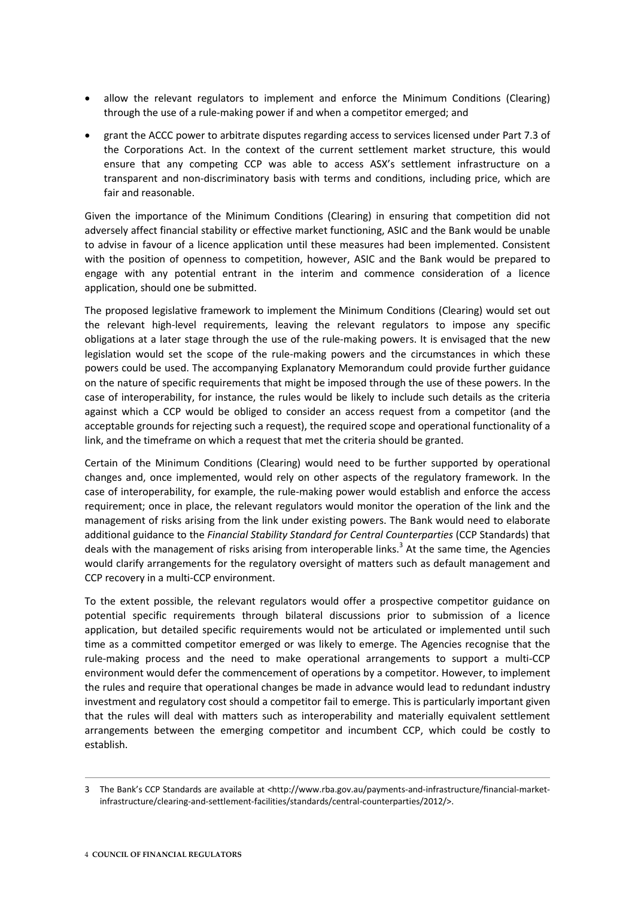- allow the relevant regulators to implement and enforce the Minimum Conditions (Clearing) through the use of a rule-making power if and when a competitor emerged; and
- grant the ACCC power to arbitrate disputes regarding access to services licensed under Part 7.3 of the Corporations Act. In the context of the current settlement market structure, this would ensure that any competing CCP was able to access ASX's settlement infrastructure on a transparent and non-discriminatory basis with terms and conditions, including price, which are fair and reasonable.

Given the importance of the Minimum Conditions (Clearing) in ensuring that competition did not adversely affect financial stability or effective market functioning, ASIC and the Bank would be unable to advise in favour of a licence application until these measures had been implemented. Consistent with the position of openness to competition, however, ASIC and the Bank would be prepared to engage with any potential entrant in the interim and commence consideration of a licence application, should one be submitted.

The proposed legislative framework to implement the Minimum Conditions (Clearing) would set out the relevant high-level requirements, leaving the relevant regulators to impose any specific obligations at a later stage through the use of the rule-making powers. It is envisaged that the new legislation would set the scope of the rule-making powers and the circumstances in which these powers could be used. The accompanying Explanatory Memorandum could provide further guidance on the nature of specific requirements that might be imposed through the use of these powers. In the case of interoperability, for instance, the rules would be likely to include such details as the criteria against which a CCP would be obliged to consider an access request from a competitor (and the acceptable grounds for rejecting such a request), the required scope and operational functionality of a link, and the timeframe on which a request that met the criteria should be granted.

Certain of the Minimum Conditions (Clearing) would need to be further supported by operational changes and, once implemented, would rely on other aspects of the regulatory framework. In the case of interoperability, for example, the rule-making power would establish and enforce the access requirement; once in place, the relevant regulators would monitor the operation of the link and the management of risks arising from the link under existing powers. The Bank would need to elaborate additional guidance to the *Financial Stability Standard for Central Counterparties* (CCP Standards) that deals with the management of risks arising from interoperable links.[3] At the same time, the Agencies would clarify arrangements for the regulatory oversight of matters such as default management and CCP recovery in a multi-CCP environment.

To the extent possible, the relevant regulators would offer a prospective competitor guidance on potential specific requirements through bilateral discussions prior to submission of a licence application, but detailed specific requirements would not be articulated or implemented until such time as a committed competitor emerged or was likely to emerge. The Agencies recognise that the rule-making process and the need to make operational arrangements to support a multi-CCP environment would defer the commencement of operations by a competitor. However, to implement the rules and require that operational changes be made in advance would lead to redundant industry investment and regulatory cost should a competitor fail to emerge. This is particularly important given that the rules will deal with matters such as interoperability and materially equivalent settlement arrangements between the emerging competitor and incumbent CCP, which could be costly to establish.

---

3 The Bank's CCP Standards are available at <http://www.rba.gov.au/payments-and-infrastructure/financial-market-infrastructure/clearing-and-settlement-facilities/standards/central-counterparties/2012/>.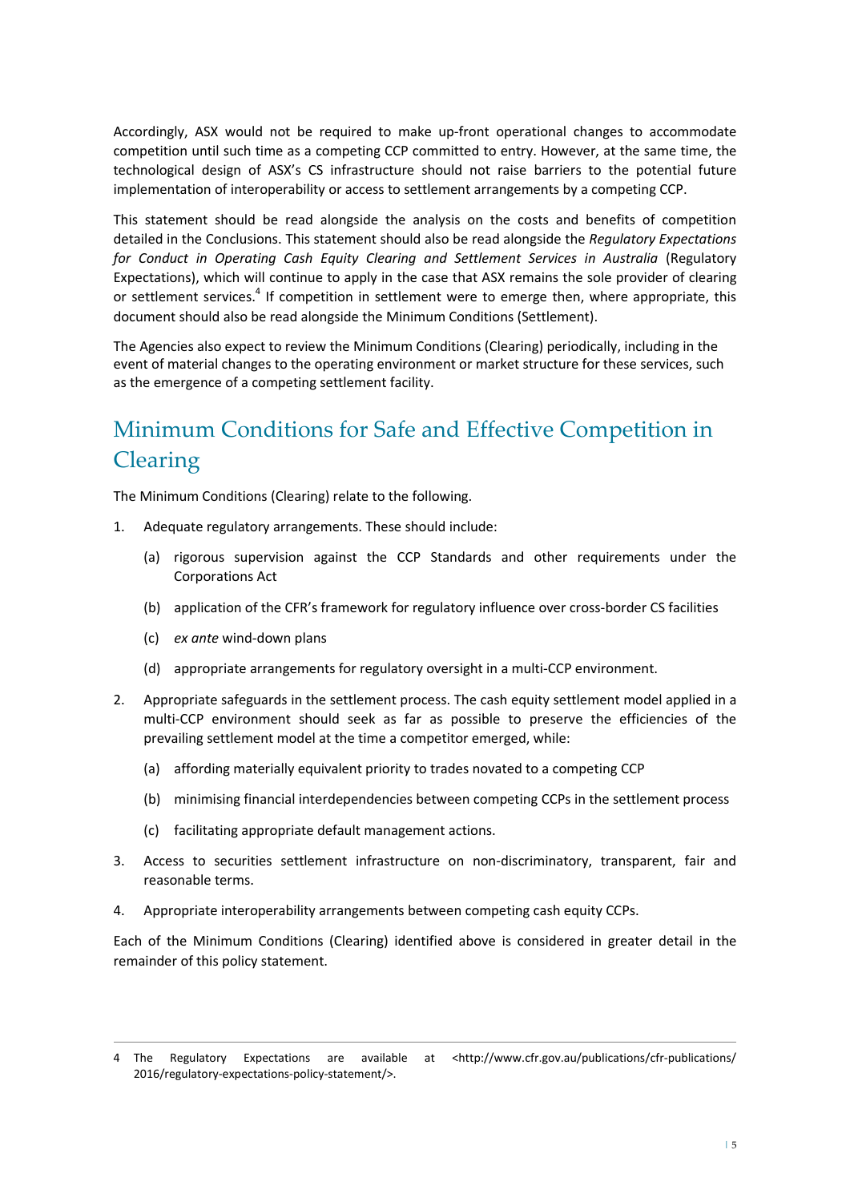Accordingly, ASX would not be required to make up-front operational changes to accommodate competition until such time as a competing CCP committed to entry. However, at the same time, the technological design of ASX's CS infrastructure should not raise barriers to the potential future implementation of interoperability or access to settlement arrangements by a competing CCP.

This statement should be read alongside the analysis on the costs and benefits of competition detailed in the Conclusions. This statement should also be read alongside the *Regulatory Expectations for Conduct in Operating Cash Equity Clearing and Settlement Services in Australia* (Regulatory Expectations), which will continue to apply in the case that ASX remains the sole provider of clearing or settlement services.[4] If competition in settlement were to emerge then, where appropriate, this document should also be read alongside the Minimum Conditions (Settlement).

The Agencies also expect to review the Minimum Conditions (Clearing) periodically, including in the event of material changes to the operating environment or market structure for these services, such as the emergence of a competing settlement facility.

## Minimum Conditions for Safe and Effective Competition in Clearing

The Minimum Conditions (Clearing) relate to the following.

1. Adequate regulatory arrangements. These should include:
   - (a) rigorous supervision against the CCP Standards and other requirements under the Corporations Act
   - (b) application of the CFR's framework for regulatory influence over cross-border CS facilities
   - (c) *ex ante* wind-down plans
   - (d) appropriate arrangements for regulatory oversight in a multi-CCP environment.
2. Appropriate safeguards in the settlement process. The cash equity settlement model applied in a multi-CCP environment should seek as far as possible to preserve the efficiencies of the prevailing settlement model at the time a competitor emerged, while:
   - (a) affording materially equivalent priority to trades novated to a competing CCP
   - (b) minimising financial interdependencies between competing CCPs in the settlement process
   - (c) facilitating appropriate default management actions.
3. Access to securities settlement infrastructure on non-discriminatory, transparent, fair and reasonable terms.
4. Appropriate interoperability arrangements between competing cash equity CCPs.

Each of the Minimum Conditions (Clearing) identified above is considered in greater detail in the remainder of this policy statement.

---

4 The Regulatory Expectations are available at <http://www.cfr.gov.au/publications/cfr-publications/2016/regulatory-expectations-policy-statement/>.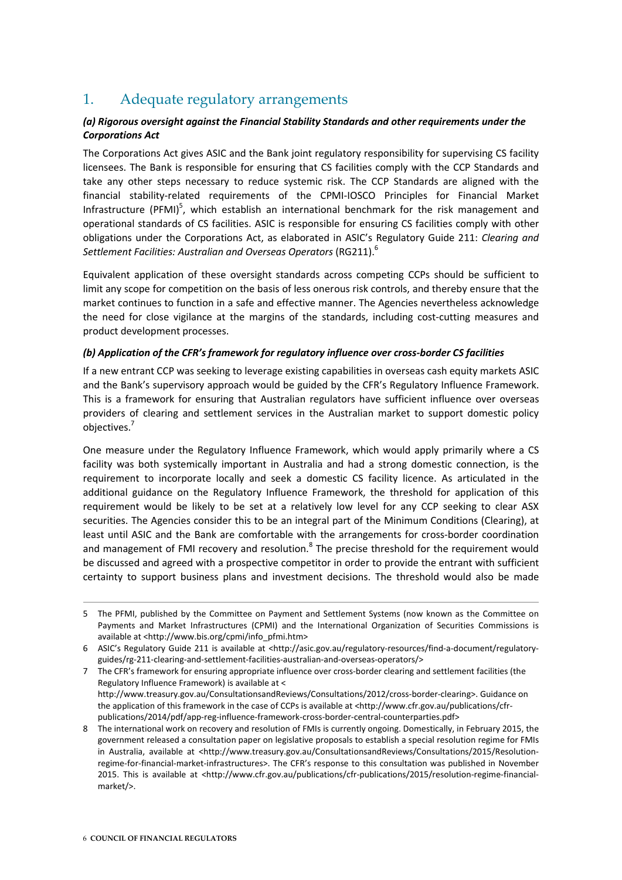## 1. Adequate regulatory arrangements

### *(a) Rigorous oversight against the Financial Stability Standards and other requirements under the Corporations Act*

The Corporations Act gives ASIC and the Bank joint regulatory responsibility for supervising CS facility licensees. The Bank is responsible for ensuring that CS facilities comply with the CCP Standards and take any other steps necessary to reduce systemic risk. The CCP Standards are aligned with the financial stability-related requirements of the CPMI-IOSCO Principles for Financial Market Infrastructure (PFMI)[5], which establish an international benchmark for the risk management and operational standards of CS facilities. ASIC is responsible for ensuring CS facilities comply with other obligations under the Corporations Act, as elaborated in ASIC's Regulatory Guide 211: *Clearing and Settlement Facilities: Australian and Overseas Operators* (RG211).[6]

Equivalent application of these oversight standards across competing CCPs should be sufficient to limit any scope for competition on the basis of less onerous risk controls, and thereby ensure that the market continues to function in a safe and effective manner. The Agencies nevertheless acknowledge the need for close vigilance at the margins of the standards, including cost-cutting measures and product development processes.

### *(b) Application of the CFR's framework for regulatory influence over cross-border CS facilities*

If a new entrant CCP was seeking to leverage existing capabilities in overseas cash equity markets ASIC and the Bank's supervisory approach would be guided by the CFR's Regulatory Influence Framework. This is a framework for ensuring that Australian regulators have sufficient influence over overseas providers of clearing and settlement services in the Australian market to support domestic policy objectives.[7]

One measure under the Regulatory Influence Framework, which would apply primarily where a CS facility was both systemically important in Australia and had a strong domestic connection, is the requirement to incorporate locally and seek a domestic CS facility licence. As articulated in the additional guidance on the Regulatory Influence Framework, the threshold for application of this requirement would be likely to be set at a relatively low level for any CCP seeking to clear ASX securities. The Agencies consider this to be an integral part of the Minimum Conditions (Clearing), at least until ASIC and the Bank are comfortable with the arrangements for cross-border coordination and management of FMI recovery and resolution.[8] The precise threshold for the requirement would be discussed and agreed with a prospective competitor in order to provide the entrant with sufficient certainty to support business plans and investment decisions. The threshold would also be made

---

5 The PFMI, published by the Committee on Payment and Settlement Systems (now known as the Committee on Payments and Market Infrastructures (CPMI) and the International Organization of Securities Commissions is available at <http://www.bis.org/cpmi/info_pfmi.htm>

6 ASIC's Regulatory Guide 211 is available at <http://asic.gov.au/regulatory-resources/find-a-document/regulatory-guides/rg-211-clearing-and-settlement-facilities-australian-and-overseas-operators/>

7 The CFR's framework for ensuring appropriate influence over cross-border clearing and settlement facilities (the Regulatory Influence Framework) is available at < http://www.treasury.gov.au/ConsultationsandReviews/Consultations/2012/cross-border-clearing>. Guidance on the application of this framework in the case of CCPs is available at <http://www.cfr.gov.au/publications/cfr-publications/2014/pdf/app-reg-influence-framework-cross-border-central-counterparties.pdf>

8 The international work on recovery and resolution of FMIs is currently ongoing. Domestically, in February 2015, the government released a consultation paper on legislative proposals to establish a special resolution regime for FMIs in Australia, available at <http://www.treasury.gov.au/ConsultationsandReviews/Consultations/2015/Resolution-regime-for-financial-market-infrastructures>. The CFR's response to this consultation was published in November 2015. This is available at <http://www.cfr.gov.au/publications/cfr-publications/2015/resolution-regime-financial-market/>.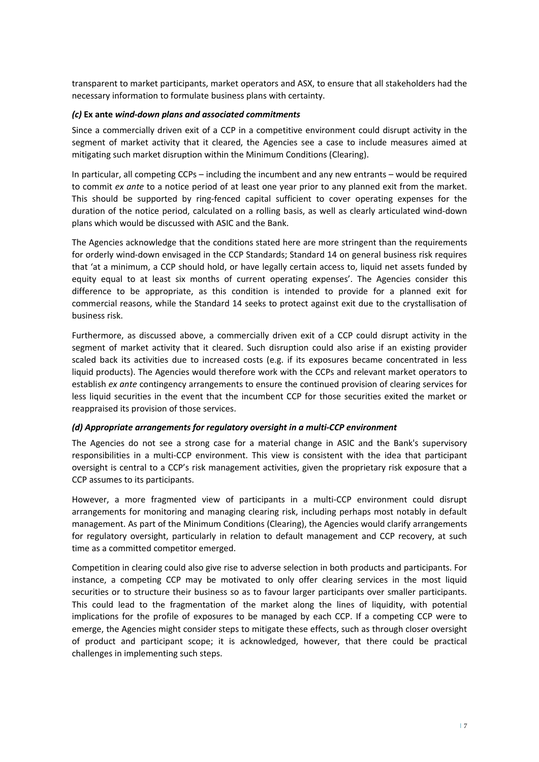transparent to market participants, market operators and ASX, to ensure that all stakeholders had the necessary information to formulate business plans with certainty.

### *(c)* **Ex ante** *wind-down plans and associated commitments*

Since a commercially driven exit of a CCP in a competitive environment could disrupt activity in the segment of market activity that it cleared, the Agencies see a case to include measures aimed at mitigating such market disruption within the Minimum Conditions (Clearing).

In particular, all competing CCPs – including the incumbent and any new entrants – would be required to commit *ex ante* to a notice period of at least one year prior to any planned exit from the market. This should be supported by ring-fenced capital sufficient to cover operating expenses for the duration of the notice period, calculated on a rolling basis, as well as clearly articulated wind-down plans which would be discussed with ASIC and the Bank.

The Agencies acknowledge that the conditions stated here are more stringent than the requirements for orderly wind-down envisaged in the CCP Standards; Standard 14 on general business risk requires that 'at a minimum, a CCP should hold, or have legally certain access to, liquid net assets funded by equity equal to at least six months of current operating expenses'. The Agencies consider this difference to be appropriate, as this condition is intended to provide for a planned exit for commercial reasons, while the Standard 14 seeks to protect against exit due to the crystallisation of business risk.

Furthermore, as discussed above, a commercially driven exit of a CCP could disrupt activity in the segment of market activity that it cleared. Such disruption could also arise if an existing provider scaled back its activities due to increased costs (e.g. if its exposures became concentrated in less liquid products). The Agencies would therefore work with the CCPs and relevant market operators to establish *ex ante* contingency arrangements to ensure the continued provision of clearing services for less liquid securities in the event that the incumbent CCP for those securities exited the market or reappraised its provision of those services.

### *(d) Appropriate arrangements for regulatory oversight in a multi-CCP environment*

The Agencies do not see a strong case for a material change in ASIC and the Bank's supervisory responsibilities in a multi-CCP environment. This view is consistent with the idea that participant oversight is central to a CCP's risk management activities, given the proprietary risk exposure that a CCP assumes to its participants.

However, a more fragmented view of participants in a multi-CCP environment could disrupt arrangements for monitoring and managing clearing risk, including perhaps most notably in default management. As part of the Minimum Conditions (Clearing), the Agencies would clarify arrangements for regulatory oversight, particularly in relation to default management and CCP recovery, at such time as a committed competitor emerged.

Competition in clearing could also give rise to adverse selection in both products and participants. For instance, a competing CCP may be motivated to only offer clearing services in the most liquid securities or to structure their business so as to favour larger participants over smaller participants. This could lead to the fragmentation of the market along the lines of liquidity, with potential implications for the profile of exposures to be managed by each CCP. If a competing CCP were to emerge, the Agencies might consider steps to mitigate these effects, such as through closer oversight of product and participant scope; it is acknowledged, however, that there could be practical challenges in implementing such steps.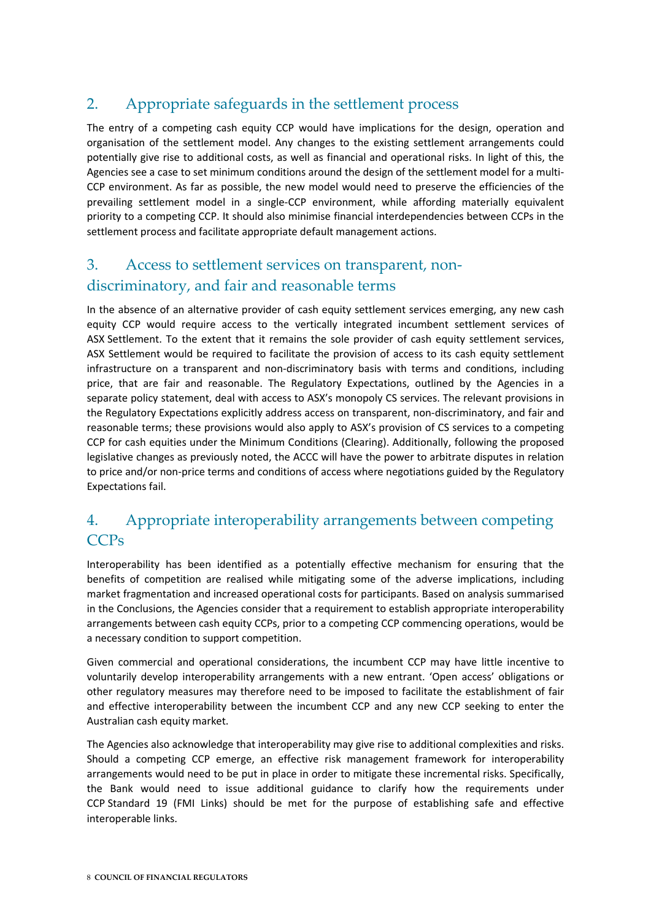## 2. Appropriate safeguards in the settlement process

The entry of a competing cash equity CCP would have implications for the design, operation and organisation of the settlement model. Any changes to the existing settlement arrangements could potentially give rise to additional costs, as well as financial and operational risks. In light of this, the Agencies see a case to set minimum conditions around the design of the settlement model for a multi-CCP environment. As far as possible, the new model would need to preserve the efficiencies of the prevailing settlement model in a single-CCP environment, while affording materially equivalent priority to a competing CCP. It should also minimise financial interdependencies between CCPs in the settlement process and facilitate appropriate default management actions.

## 3. Access to settlement services on transparent, non-discriminatory, and fair and reasonable terms

In the absence of an alternative provider of cash equity settlement services emerging, any new cash equity CCP would require access to the vertically integrated incumbent settlement services of ASX Settlement. To the extent that it remains the sole provider of cash equity settlement services, ASX Settlement would be required to facilitate the provision of access to its cash equity settlement infrastructure on a transparent and non-discriminatory basis with terms and conditions, including price, that are fair and reasonable. The Regulatory Expectations, outlined by the Agencies in a separate policy statement, deal with access to ASX's monopoly CS services. The relevant provisions in the Regulatory Expectations explicitly address access on transparent, non-discriminatory, and fair and reasonable terms; these provisions would also apply to ASX's provision of CS services to a competing CCP for cash equities under the Minimum Conditions (Clearing). Additionally, following the proposed legislative changes as previously noted, the ACCC will have the power to arbitrate disputes in relation to price and/or non-price terms and conditions of access where negotiations guided by the Regulatory Expectations fail.

## 4. Appropriate interoperability arrangements between competing CCPs

Interoperability has been identified as a potentially effective mechanism for ensuring that the benefits of competition are realised while mitigating some of the adverse implications, including market fragmentation and increased operational costs for participants. Based on analysis summarised in the Conclusions, the Agencies consider that a requirement to establish appropriate interoperability arrangements between cash equity CCPs, prior to a competing CCP commencing operations, would be a necessary condition to support competition.

Given commercial and operational considerations, the incumbent CCP may have little incentive to voluntarily develop interoperability arrangements with a new entrant. 'Open access' obligations or other regulatory measures may therefore need to be imposed to facilitate the establishment of fair and effective interoperability between the incumbent CCP and any new CCP seeking to enter the Australian cash equity market.

The Agencies also acknowledge that interoperability may give rise to additional complexities and risks. Should a competing CCP emerge, an effective risk management framework for interoperability arrangements would need to be put in place in order to mitigate these incremental risks. Specifically, the Bank would need to issue additional guidance to clarify how the requirements under CCP Standard 19 (FMI Links) should be met for the purpose of establishing safe and effective interoperable links.